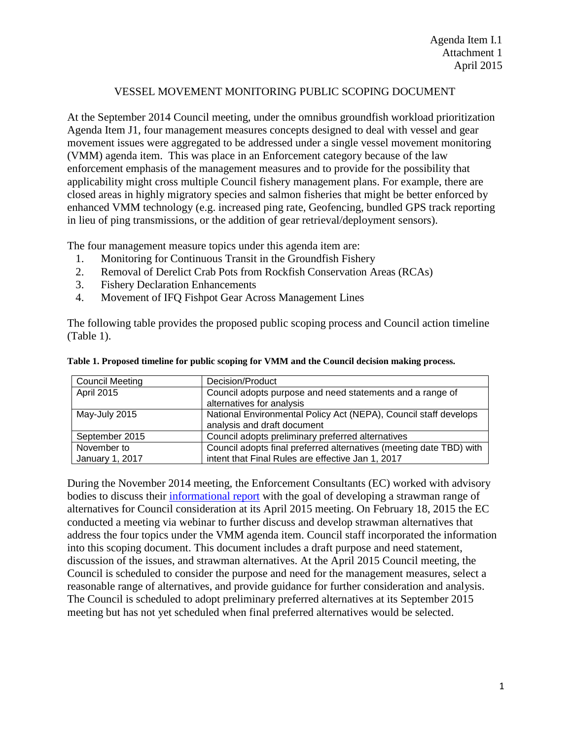Agenda Item I.1
Attachment 1
April 2015

# VESSEL MOVEMENT MONITORING PUBLIC SCOPING DOCUMENT

At the September 2014 Council meeting, under the omnibus groundfish workload prioritization Agenda Item J1, four management measures concepts designed to deal with vessel and gear movement issues were aggregated to be addressed under a single vessel movement monitoring (VMM) agenda item. This was place in an Enforcement category because of the law enforcement emphasis of the management measures and to provide for the possibility that applicability might cross multiple Council fishery management plans. For example, there are closed areas in highly migratory species and salmon fisheries that might be better enforced by enhanced VMM technology (e.g. increased ping rate, Geofencing, bundled GPS track reporting in lieu of ping transmissions, or the addition of gear retrieval/deployment sensors).

The four management measure topics under this agenda item are:

1. Monitoring for Continuous Transit in the Groundfish Fishery
2. Removal of Derelict Crab Pots from Rockfish Conservation Areas (RCAs)
3. Fishery Declaration Enhancements
4. Movement of IFQ Fishpot Gear Across Management Lines

The following table provides the proposed public scoping process and Council action timeline (Table 1).

**Table 1. Proposed timeline for public scoping for VMM and the Council decision making process.**

| Council Meeting | Decision/Product |
|---|---|
| April 2015 | Council adopts purpose and need statements and a range of alternatives for analysis |
| May-July 2015 | National Environmental Policy Act (NEPA), Council staff develops analysis and draft document |
| September 2015 | Council adopts preliminary preferred alternatives |
| November to January 1, 2017 | Council adopts final preferred alternatives (meeting date TBD) with intent that Final Rules are effective Jan 1, 2017 |

During the November 2014 meeting, the Enforcement Consultants (EC) worked with advisory bodies to discuss their informational report with the goal of developing a strawman range of alternatives for Council consideration at its April 2015 meeting. On February 18, 2015 the EC conducted a meeting via webinar to further discuss and develop strawman alternatives that address the four topics under the VMM agenda item. Council staff incorporated the information into this scoping document. This document includes a draft purpose and need statement, discussion of the issues, and strawman alternatives. At the April 2015 Council meeting, the Council is scheduled to consider the purpose and need for the management measures, select a reasonable range of alternatives, and provide guidance for further consideration and analysis. The Council is scheduled to adopt preliminary preferred alternatives at its September 2015 meeting but has not yet scheduled when final preferred alternatives would be selected.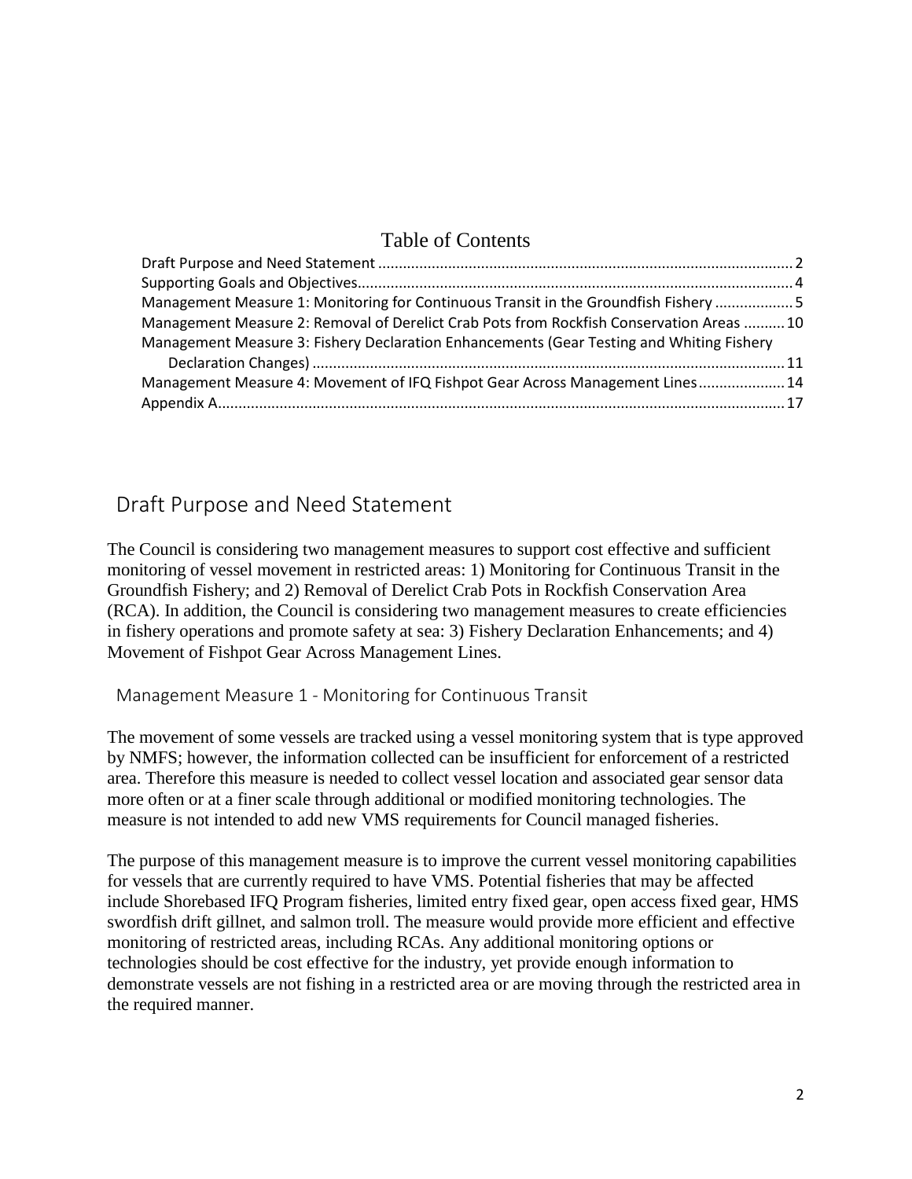# Table of Contents

- Draft Purpose and Need Statement .................................................... 2
- Supporting Goals and Objectives.................................................... 4
- Management Measure 1: Monitoring for Continuous Transit in the Groundfish Fishery .................. 5
- Management Measure 2: Removal of Derelict Crab Pots from Rockfish Conservation Areas .......... 10
- Management Measure 3: Fishery Declaration Enhancements (Gear Testing and Whiting Fishery Declaration Changes) .................................................... 11
- Management Measure 4: Movement of IFQ Fishpot Gear Across Management Lines..................... 14
- Appendix A.................................................... 17

## Draft Purpose and Need Statement

The Council is considering two management measures to support cost effective and sufficient monitoring of vessel movement in restricted areas: 1) Monitoring for Continuous Transit in the Groundfish Fishery; and 2) Removal of Derelict Crab Pots in Rockfish Conservation Area (RCA). In addition, the Council is considering two management measures to create efficiencies in fishery operations and promote safety at sea: 3) Fishery Declaration Enhancements; and 4) Movement of Fishpot Gear Across Management Lines.

### Management Measure 1 - Monitoring for Continuous Transit

The movement of some vessels are tracked using a vessel monitoring system that is type approved by NMFS; however, the information collected can be insufficient for enforcement of a restricted area. Therefore this measure is needed to collect vessel location and associated gear sensor data more often or at a finer scale through additional or modified monitoring technologies. The measure is not intended to add new VMS requirements for Council managed fisheries.

The purpose of this management measure is to improve the current vessel monitoring capabilities for vessels that are currently required to have VMS. Potential fisheries that may be affected include Shorebased IFQ Program fisheries, limited entry fixed gear, open access fixed gear, HMS swordfish drift gillnet, and salmon troll. The measure would provide more efficient and effective monitoring of restricted areas, including RCAs. Any additional monitoring options or technologies should be cost effective for the industry, yet provide enough information to demonstrate vessels are not fishing in a restricted area or are moving through the restricted area in the required manner.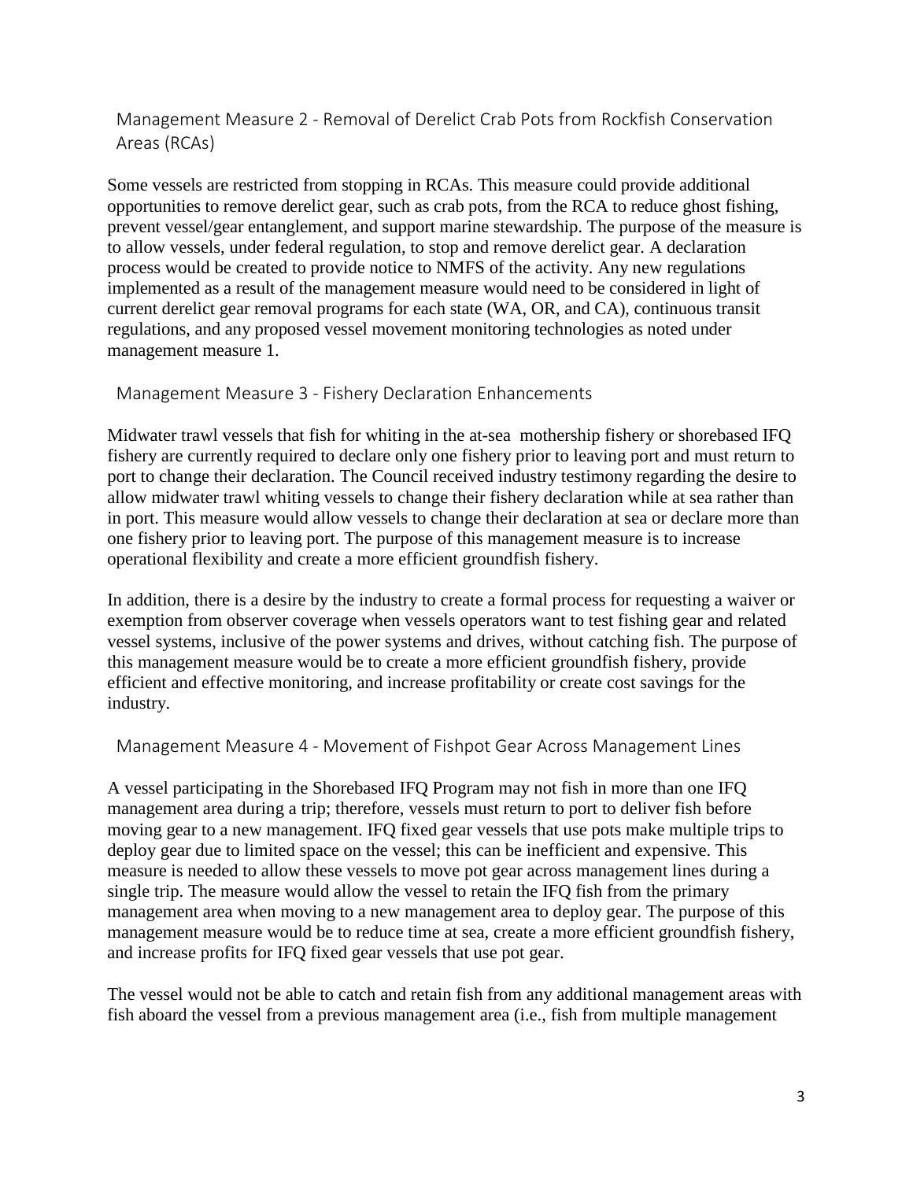## Management Measure 2 - Removal of Derelict Crab Pots from Rockfish Conservation Areas (RCAs)

Some vessels are restricted from stopping in RCAs. This measure could provide additional opportunities to remove derelict gear, such as crab pots, from the RCA to reduce ghost fishing, prevent vessel/gear entanglement, and support marine stewardship. The purpose of the measure is to allow vessels, under federal regulation, to stop and remove derelict gear. A declaration process would be created to provide notice to NMFS of the activity. Any new regulations implemented as a result of the management measure would need to be considered in light of current derelict gear removal programs for each state (WA, OR, and CA), continuous transit regulations, and any proposed vessel movement monitoring technologies as noted under management measure 1.

## Management Measure 3 - Fishery Declaration Enhancements

Midwater trawl vessels that fish for whiting in the at-sea mothership fishery or shorebased IFQ fishery are currently required to declare only one fishery prior to leaving port and must return to port to change their declaration. The Council received industry testimony regarding the desire to allow midwater trawl whiting vessels to change their fishery declaration while at sea rather than in port. This measure would allow vessels to change their declaration at sea or declare more than one fishery prior to leaving port. The purpose of this management measure is to increase operational flexibility and create a more efficient groundfish fishery.

In addition, there is a desire by the industry to create a formal process for requesting a waiver or exemption from observer coverage when vessels operators want to test fishing gear and related vessel systems, inclusive of the power systems and drives, without catching fish. The purpose of this management measure would be to create a more efficient groundfish fishery, provide efficient and effective monitoring, and increase profitability or create cost savings for the industry.

## Management Measure 4 - Movement of Fishpot Gear Across Management Lines

A vessel participating in the Shorebased IFQ Program may not fish in more than one IFQ management area during a trip; therefore, vessels must return to port to deliver fish before moving gear to a new management. IFQ fixed gear vessels that use pots make multiple trips to deploy gear due to limited space on the vessel; this can be inefficient and expensive. This measure is needed to allow these vessels to move pot gear across management lines during a single trip. The measure would allow the vessel to retain the IFQ fish from the primary management area when moving to a new management area to deploy gear. The purpose of this management measure would be to reduce time at sea, create a more efficient groundfish fishery, and increase profits for IFQ fixed gear vessels that use pot gear.

The vessel would not be able to catch and retain fish from any additional management areas with fish aboard the vessel from a previous management area (i.e., fish from multiple management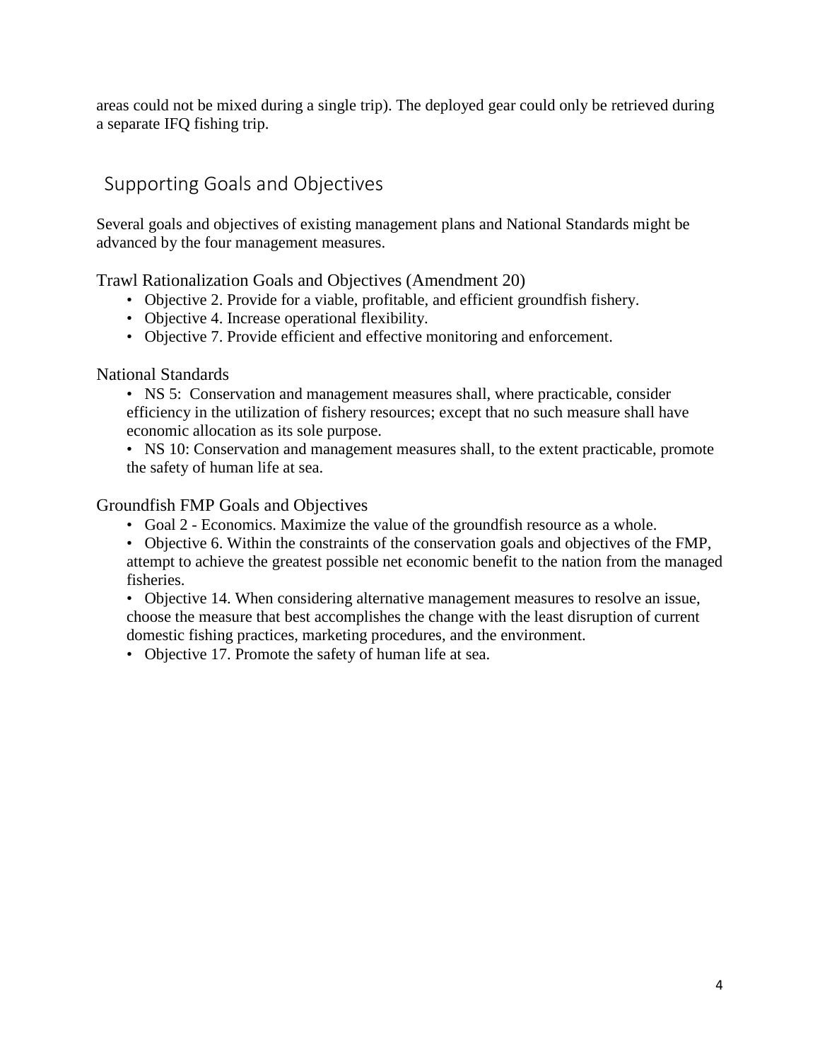areas could not be mixed during a single trip). The deployed gear could only be retrieved during a separate IFQ fishing trip.

## Supporting Goals and Objectives

Several goals and objectives of existing management plans and National Standards might be advanced by the four management measures.

### Trawl Rationalization Goals and Objectives (Amendment 20)

- Objective 2. Provide for a viable, profitable, and efficient groundfish fishery.
- Objective 4. Increase operational flexibility.
- Objective 7. Provide efficient and effective monitoring and enforcement.

### National Standards

- NS 5: Conservation and management measures shall, where practicable, consider efficiency in the utilization of fishery resources; except that no such measure shall have economic allocation as its sole purpose.
- NS 10: Conservation and management measures shall, to the extent practicable, promote the safety of human life at sea.

### Groundfish FMP Goals and Objectives

- Goal 2 - Economics. Maximize the value of the groundfish resource as a whole.
- Objective 6. Within the constraints of the conservation goals and objectives of the FMP, attempt to achieve the greatest possible net economic benefit to the nation from the managed fisheries.
- Objective 14. When considering alternative management measures to resolve an issue, choose the measure that best accomplishes the change with the least disruption of current domestic fishing practices, marketing procedures, and the environment.
- Objective 17. Promote the safety of human life at sea.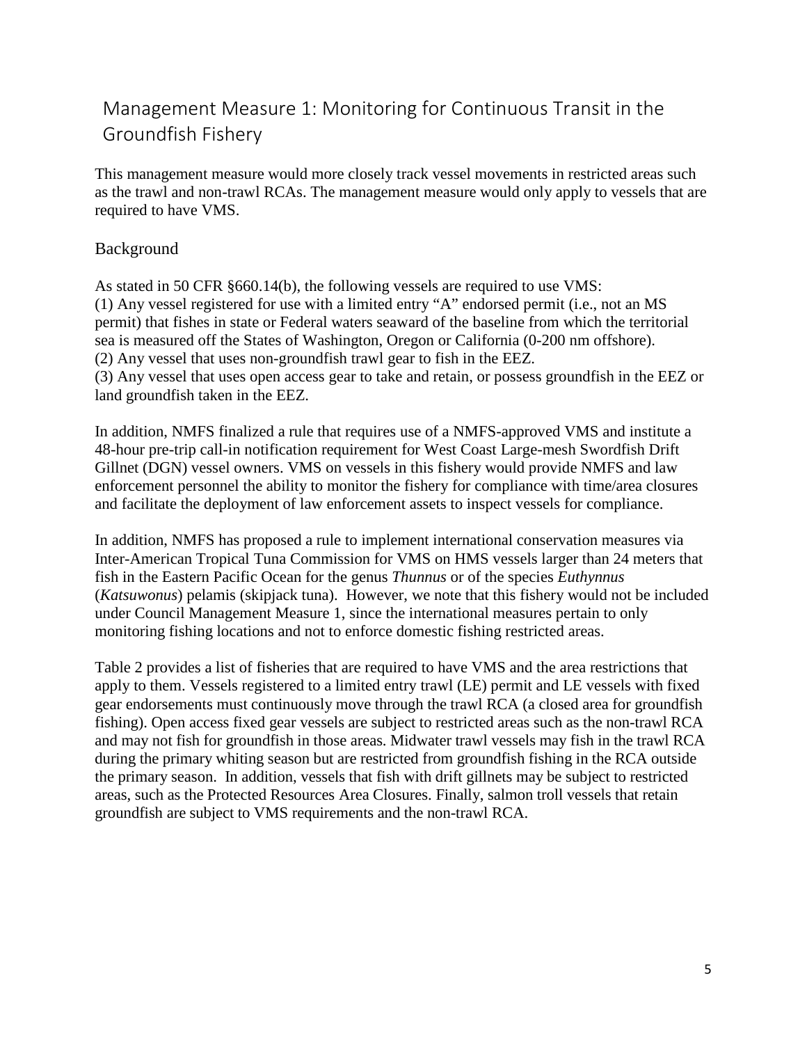## Management Measure 1: Monitoring for Continuous Transit in the Groundfish Fishery

This management measure would more closely track vessel movements in restricted areas such as the trawl and non-trawl RCAs. The management measure would only apply to vessels that are required to have VMS.

### Background

As stated in 50 CFR §660.14(b), the following vessels are required to use VMS:
(1) Any vessel registered for use with a limited entry "A" endorsed permit (i.e., not an MS permit) that fishes in state or Federal waters seaward of the baseline from which the territorial sea is measured off the States of Washington, Oregon or California (0-200 nm offshore).
(2) Any vessel that uses non-groundfish trawl gear to fish in the EEZ.
(3) Any vessel that uses open access gear to take and retain, or possess groundfish in the EEZ or land groundfish taken in the EEZ.

In addition, NMFS finalized a rule that requires use of a NMFS-approved VMS and institute a 48-hour pre-trip call-in notification requirement for West Coast Large-mesh Swordfish Drift Gillnet (DGN) vessel owners. VMS on vessels in this fishery would provide NMFS and law enforcement personnel the ability to monitor the fishery for compliance with time/area closures and facilitate the deployment of law enforcement assets to inspect vessels for compliance.

In addition, NMFS has proposed a rule to implement international conservation measures via Inter-American Tropical Tuna Commission for VMS on HMS vessels larger than 24 meters that fish in the Eastern Pacific Ocean for the genus *Thunnus* or of the species *Euthynnus* (*Katsuwonus*) pelamis (skipjack tuna). However, we note that this fishery would not be included under Council Management Measure 1, since the international measures pertain to only monitoring fishing locations and not to enforce domestic fishing restricted areas.

Table 2 provides a list of fisheries that are required to have VMS and the area restrictions that apply to them. Vessels registered to a limited entry trawl (LE) permit and LE vessels with fixed gear endorsements must continuously move through the trawl RCA (a closed area for groundfish fishing). Open access fixed gear vessels are subject to restricted areas such as the non-trawl RCA and may not fish for groundfish in those areas. Midwater trawl vessels may fish in the trawl RCA during the primary whiting season but are restricted from groundfish fishing in the RCA outside the primary season. In addition, vessels that fish with drift gillnets may be subject to restricted areas, such as the Protected Resources Area Closures. Finally, salmon troll vessels that retain groundfish are subject to VMS requirements and the non-trawl RCA.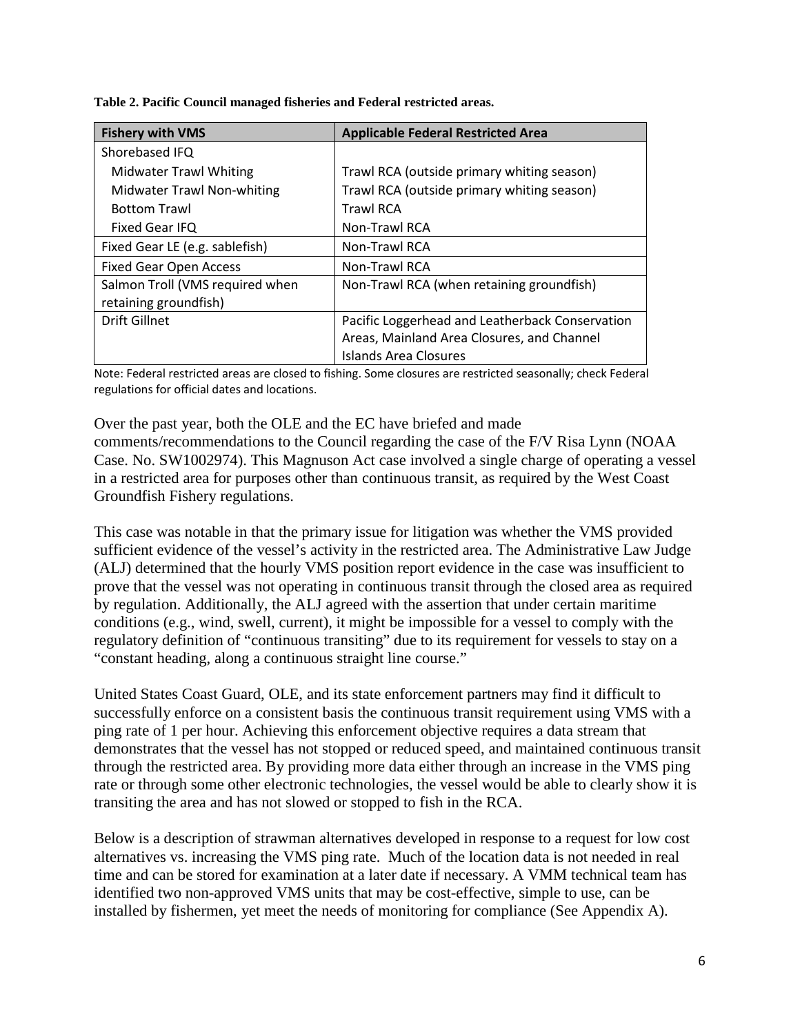**Table 2. Pacific Council managed fisheries and Federal restricted areas.**

| Fishery with VMS | Applicable Federal Restricted Area |
|---|---|
| Shorebased IFQ | |
| Midwater Trawl Whiting | Trawl RCA (outside primary whiting season) |
| Midwater Trawl Non-whiting | Trawl RCA (outside primary whiting season) |
| Bottom Trawl | Trawl RCA |
| Fixed Gear IFQ | Non-Trawl RCA |
| Fixed Gear LE (e.g. sablefish) | Non-Trawl RCA |
| Fixed Gear Open Access | Non-Trawl RCA |
| Salmon Troll (VMS required when retaining groundfish) | Non-Trawl RCA (when retaining groundfish) |
| Drift Gillnet | Pacific Loggerhead and Leatherback Conservation Areas, Mainland Area Closures, and Channel Islands Area Closures |

Note: Federal restricted areas are closed to fishing. Some closures are restricted seasonally; check Federal regulations for official dates and locations.

Over the past year, both the OLE and the EC have briefed and made comments/recommendations to the Council regarding the case of the F/V Risa Lynn (NOAA Case. No. SW1002974). This Magnuson Act case involved a single charge of operating a vessel in a restricted area for purposes other than continuous transit, as required by the West Coast Groundfish Fishery regulations.

This case was notable in that the primary issue for litigation was whether the VMS provided sufficient evidence of the vessel's activity in the restricted area. The Administrative Law Judge (ALJ) determined that the hourly VMS position report evidence in the case was insufficient to prove that the vessel was not operating in continuous transit through the closed area as required by regulation. Additionally, the ALJ agreed with the assertion that under certain maritime conditions (e.g., wind, swell, current), it might be impossible for a vessel to comply with the regulatory definition of "continuous transiting" due to its requirement for vessels to stay on a "constant heading, along a continuous straight line course."

United States Coast Guard, OLE, and its state enforcement partners may find it difficult to successfully enforce on a consistent basis the continuous transit requirement using VMS with a ping rate of 1 per hour. Achieving this enforcement objective requires a data stream that demonstrates that the vessel has not stopped or reduced speed, and maintained continuous transit through the restricted area. By providing more data either through an increase in the VMS ping rate or through some other electronic technologies, the vessel would be able to clearly show it is transiting the area and has not slowed or stopped to fish in the RCA.

Below is a description of strawman alternatives developed in response to a request for low cost alternatives vs. increasing the VMS ping rate. Much of the location data is not needed in real time and can be stored for examination at a later date if necessary. A VMM technical team has identified two non-approved VMS units that may be cost-effective, simple to use, can be installed by fishermen, yet meet the needs of monitoring for compliance (See Appendix A).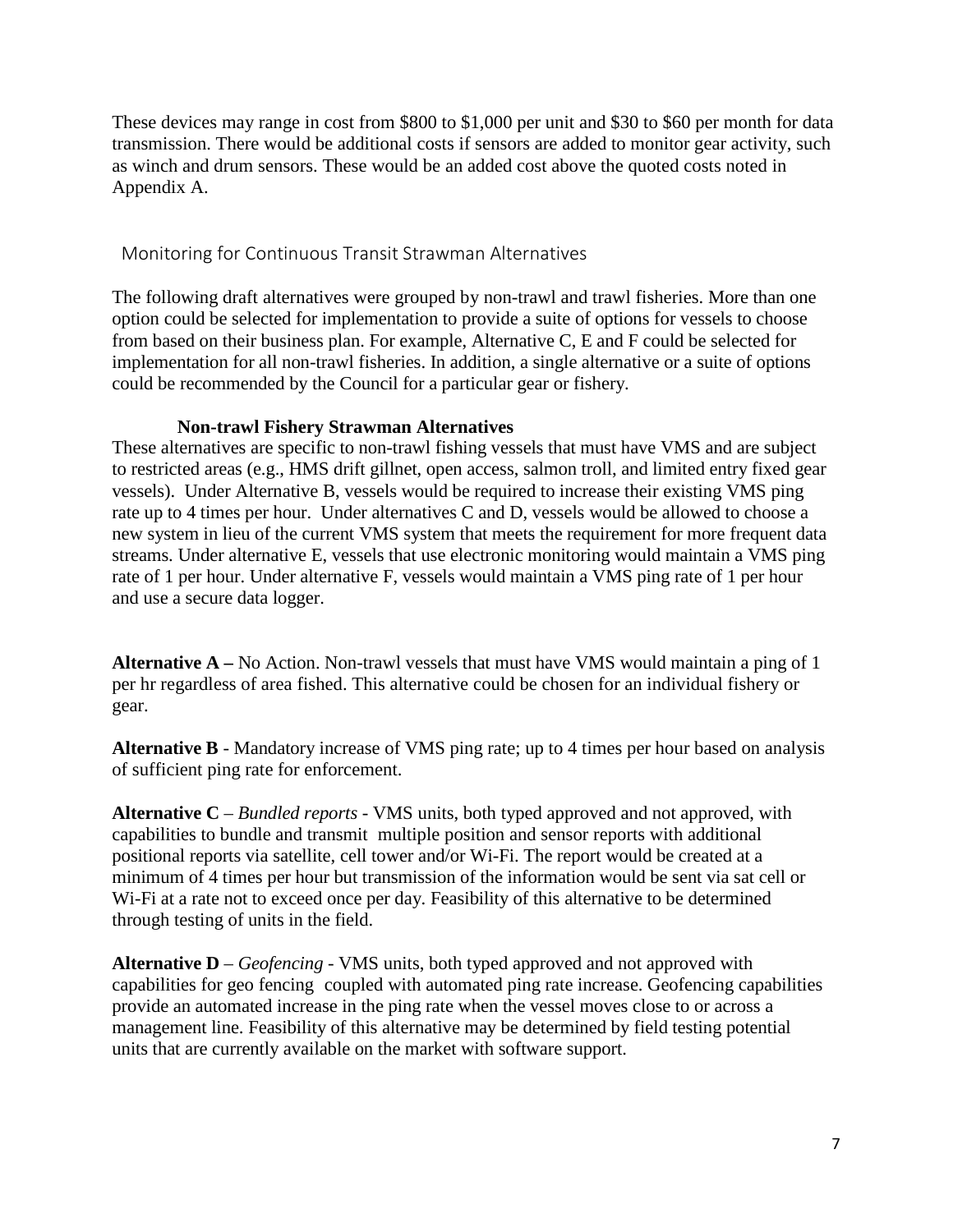These devices may range in cost from $800 to $1,000 per unit and $30 to $60 per month for data transmission. There would be additional costs if sensors are added to monitor gear activity, such as winch and drum sensors. These would be an added cost above the quoted costs noted in Appendix A.

## Monitoring for Continuous Transit Strawman Alternatives

The following draft alternatives were grouped by non-trawl and trawl fisheries. More than one option could be selected for implementation to provide a suite of options for vessels to choose from based on their business plan. For example, Alternative C, E and F could be selected for implementation for all non-trawl fisheries. In addition, a single alternative or a suite of options could be recommended by the Council for a particular gear or fishery.

### Non-trawl Fishery Strawman Alternatives

These alternatives are specific to non-trawl fishing vessels that must have VMS and are subject to restricted areas (e.g., HMS drift gillnet, open access, salmon troll, and limited entry fixed gear vessels). Under Alternative B, vessels would be required to increase their existing VMS ping rate up to 4 times per hour. Under alternatives C and D, vessels would be allowed to choose a new system in lieu of the current VMS system that meets the requirement for more frequent data streams. Under alternative E, vessels that use electronic monitoring would maintain a VMS ping rate of 1 per hour. Under alternative F, vessels would maintain a VMS ping rate of 1 per hour and use a secure data logger.

**Alternative A –** No Action. Non-trawl vessels that must have VMS would maintain a ping of 1 per hr regardless of area fished. This alternative could be chosen for an individual fishery or gear.

**Alternative B** - Mandatory increase of VMS ping rate; up to 4 times per hour based on analysis of sufficient ping rate for enforcement.

**Alternative C** – *Bundled reports* - VMS units, both typed approved and not approved, with capabilities to bundle and transmit multiple position and sensor reports with additional positional reports via satellite, cell tower and/or Wi-Fi. The report would be created at a minimum of 4 times per hour but transmission of the information would be sent via sat cell or Wi-Fi at a rate not to exceed once per day. Feasibility of this alternative to be determined through testing of units in the field.

**Alternative D** – *Geofencing* - VMS units, both typed approved and not approved with capabilities for geo fencing coupled with automated ping rate increase. Geofencing capabilities provide an automated increase in the ping rate when the vessel moves close to or across a management line. Feasibility of this alternative may be determined by field testing potential units that are currently available on the market with software support.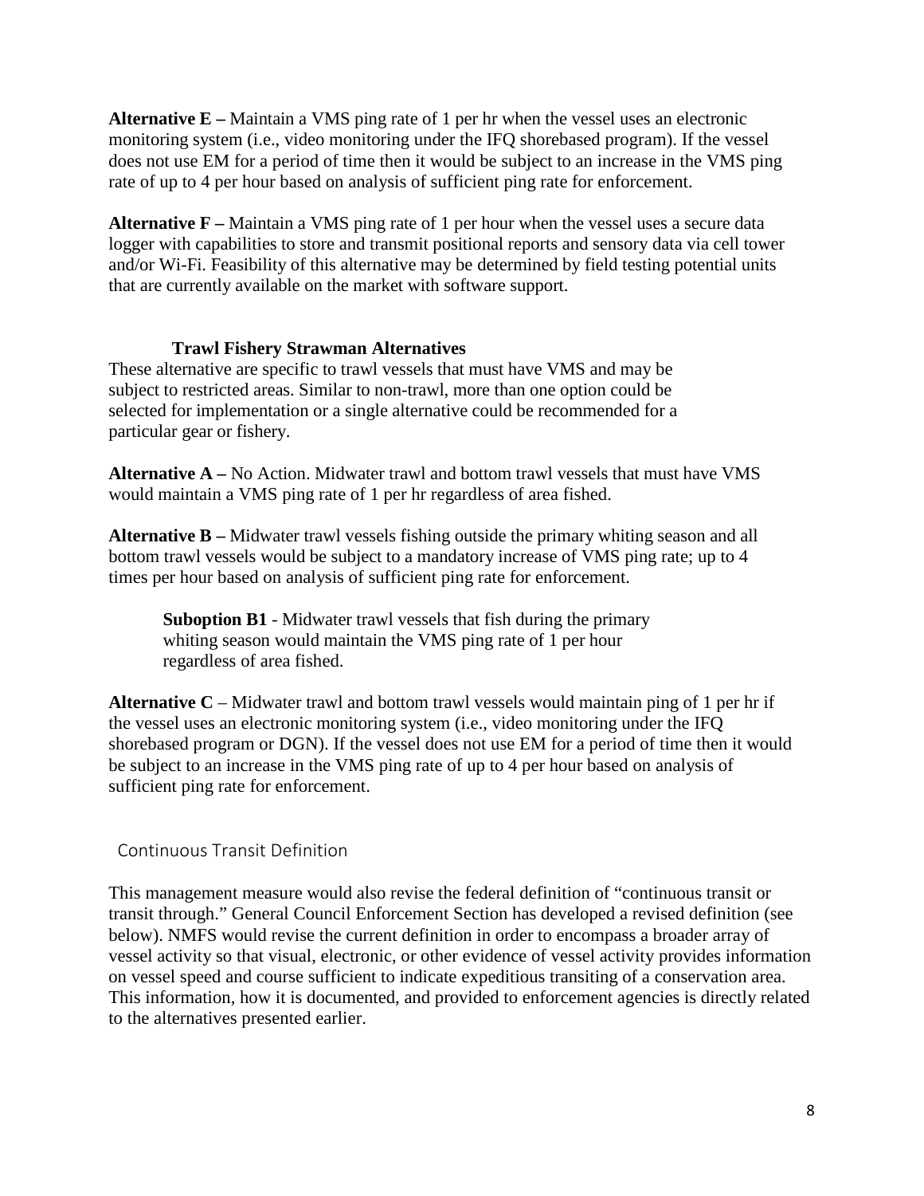**Alternative E –** Maintain a VMS ping rate of 1 per hr when the vessel uses an electronic monitoring system (i.e., video monitoring under the IFQ shorebased program). If the vessel does not use EM for a period of time then it would be subject to an increase in the VMS ping rate of up to 4 per hour based on analysis of sufficient ping rate for enforcement.

**Alternative F –** Maintain a VMS ping rate of 1 per hour when the vessel uses a secure data logger with capabilities to store and transmit positional reports and sensory data via cell tower and/or Wi-Fi. Feasibility of this alternative may be determined by field testing potential units that are currently available on the market with software support.

### Trawl Fishery Strawman Alternatives

These alternative are specific to trawl vessels that must have VMS and may be subject to restricted areas. Similar to non-trawl, more than one option could be selected for implementation or a single alternative could be recommended for a particular gear or fishery.

**Alternative A –** No Action. Midwater trawl and bottom trawl vessels that must have VMS would maintain a VMS ping rate of 1 per hr regardless of area fished.

**Alternative B –** Midwater trawl vessels fishing outside the primary whiting season and all bottom trawl vessels would be subject to a mandatory increase of VMS ping rate; up to 4 times per hour based on analysis of sufficient ping rate for enforcement.

> **Suboption B1** - Midwater trawl vessels that fish during the primary whiting season would maintain the VMS ping rate of 1 per hour regardless of area fished.

**Alternative C** – Midwater trawl and bottom trawl vessels would maintain ping of 1 per hr if the vessel uses an electronic monitoring system (i.e., video monitoring under the IFQ shorebased program or DGN). If the vessel does not use EM for a period of time then it would be subject to an increase in the VMS ping rate of up to 4 per hour based on analysis of sufficient ping rate for enforcement.

## Continuous Transit Definition

This management measure would also revise the federal definition of "continuous transit or transit through." General Council Enforcement Section has developed a revised definition (see below). NMFS would revise the current definition in order to encompass a broader array of vessel activity so that visual, electronic, or other evidence of vessel activity provides information on vessel speed and course sufficient to indicate expeditious transiting of a conservation area. This information, how it is documented, and provided to enforcement agencies is directly related to the alternatives presented earlier.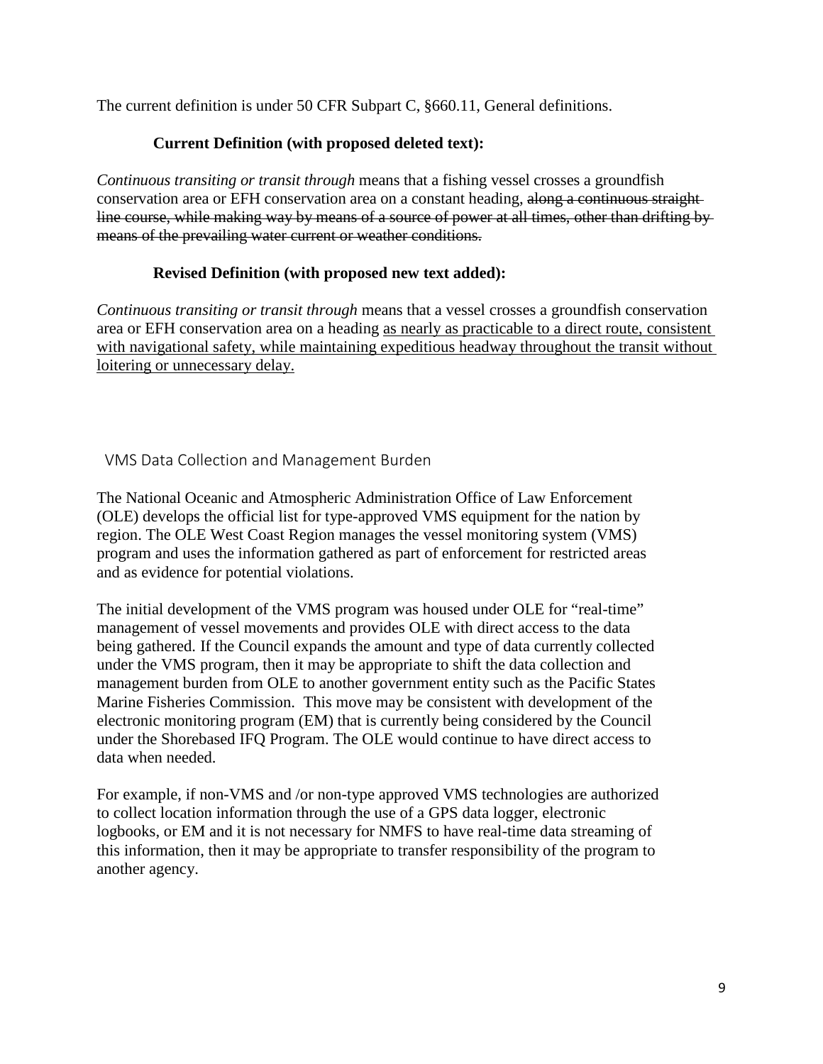The current definition is under 50 CFR Subpart C, §660.11, General definitions.

**Current Definition (with proposed deleted text):**

*Continuous transiting or transit through* means that a fishing vessel crosses a groundfish conservation area or EFH conservation area on a constant heading, ~~along a continuous straight line course, while making way by means of a source of power at all times, other than drifting by means of the prevailing water current or weather conditions.~~

**Revised Definition (with proposed new text added):**

*Continuous transiting or transit through* means that a vessel crosses a groundfish conservation area or EFH conservation area on a heading <u>as nearly as practicable to a direct route, consistent with navigational safety, while maintaining expeditious headway throughout the transit without loitering or unnecessary delay.</u>

## VMS Data Collection and Management Burden

The National Oceanic and Atmospheric Administration Office of Law Enforcement (OLE) develops the official list for type-approved VMS equipment for the nation by region. The OLE West Coast Region manages the vessel monitoring system (VMS) program and uses the information gathered as part of enforcement for restricted areas and as evidence for potential violations.

The initial development of the VMS program was housed under OLE for "real-time" management of vessel movements and provides OLE with direct access to the data being gathered. If the Council expands the amount and type of data currently collected under the VMS program, then it may be appropriate to shift the data collection and management burden from OLE to another government entity such as the Pacific States Marine Fisheries Commission. This move may be consistent with development of the electronic monitoring program (EM) that is currently being considered by the Council under the Shorebased IFQ Program. The OLE would continue to have direct access to data when needed.

For example, if non-VMS and /or non-type approved VMS technologies are authorized to collect location information through the use of a GPS data logger, electronic logbooks, or EM and it is not necessary for NMFS to have real-time data streaming of this information, then it may be appropriate to transfer responsibility of the program to another agency.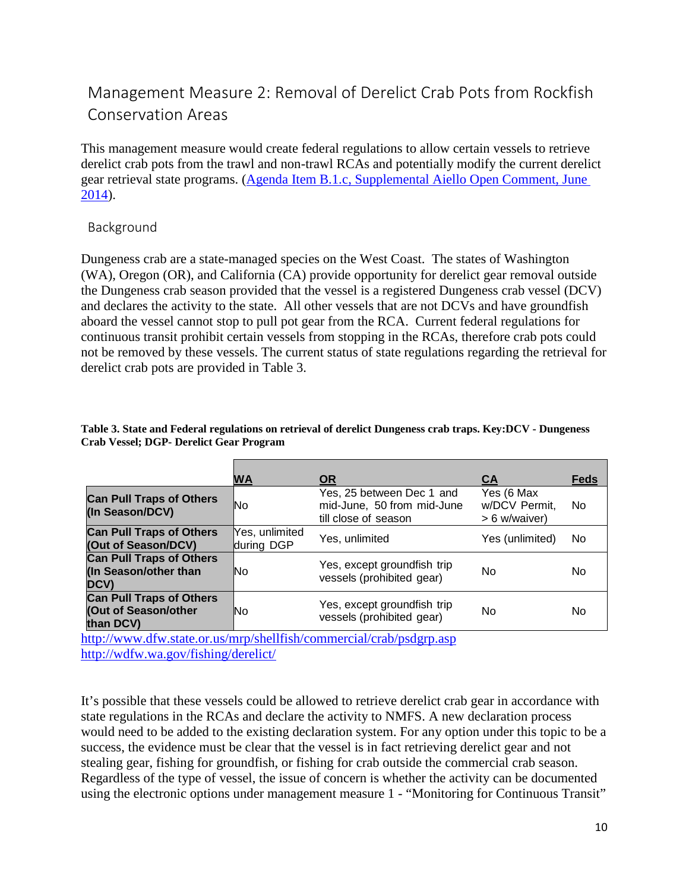## Management Measure 2: Removal of Derelict Crab Pots from Rockfish Conservation Areas

This management measure would create federal regulations to allow certain vessels to retrieve derelict crab pots from the trawl and non-trawl RCAs and potentially modify the current derelict gear retrieval state programs. ([Agenda Item B.1.c, Supplemental Aiello Open Comment, June 2014](#)).

### Background

Dungeness crab are a state-managed species on the West Coast. The states of Washington (WA), Oregon (OR), and California (CA) provide opportunity for derelict gear removal outside the Dungeness crab season provided that the vessel is a registered Dungeness crab vessel (DCV) and declares the activity to the state. All other vessels that are not DCVs and have groundfish aboard the vessel cannot stop to pull pot gear from the RCA. Current federal regulations for continuous transit prohibit certain vessels from stopping in the RCAs, therefore crab pots could not be removed by these vessels. The current status of state regulations regarding the retrieval for derelict crab pots are provided in Table 3.

**Table 3. State and Federal regulations on retrieval of derelict Dungeness crab traps. Key:DCV - Dungeness Crab Vessel; DGP- Derelict Gear Program**

| | WA | OR | CA | Feds |
|---|---|---|---|---|
| **Can Pull Traps of Others (In Season/DCV)** | No | Yes, 25 between Dec 1 and mid-June, 50 from mid-June till close of season | Yes (6 Max w/DCV Permit, > 6 w/waiver) | No |
| **Can Pull Traps of Others (Out of Season/DCV)** | Yes, unlimited during DGP | Yes, unlimited | Yes (unlimited) | No |
| **Can Pull Traps of Others (In Season/other than DCV)** | No | Yes, except groundfish trip vessels (prohibited gear) | No | No |
| **Can Pull Traps of Others (Out of Season/other than DCV)** | No | Yes, except groundfish trip vessels (prohibited gear) | No | No |

http://www.dfw.state.or.us/mrp/shellfish/commercial/crab/psdgrp.asp
http://wdfw.wa.gov/fishing/derelict/

It's possible that these vessels could be allowed to retrieve derelict crab gear in accordance with state regulations in the RCAs and declare the activity to NMFS. A new declaration process would need to be added to the existing declaration system. For any option under this topic to be a success, the evidence must be clear that the vessel is in fact retrieving derelict gear and not stealing gear, fishing for groundfish, or fishing for crab outside the commercial crab season. Regardless of the type of vessel, the issue of concern is whether the activity can be documented using the electronic options under management measure 1 - "Monitoring for Continuous Transit"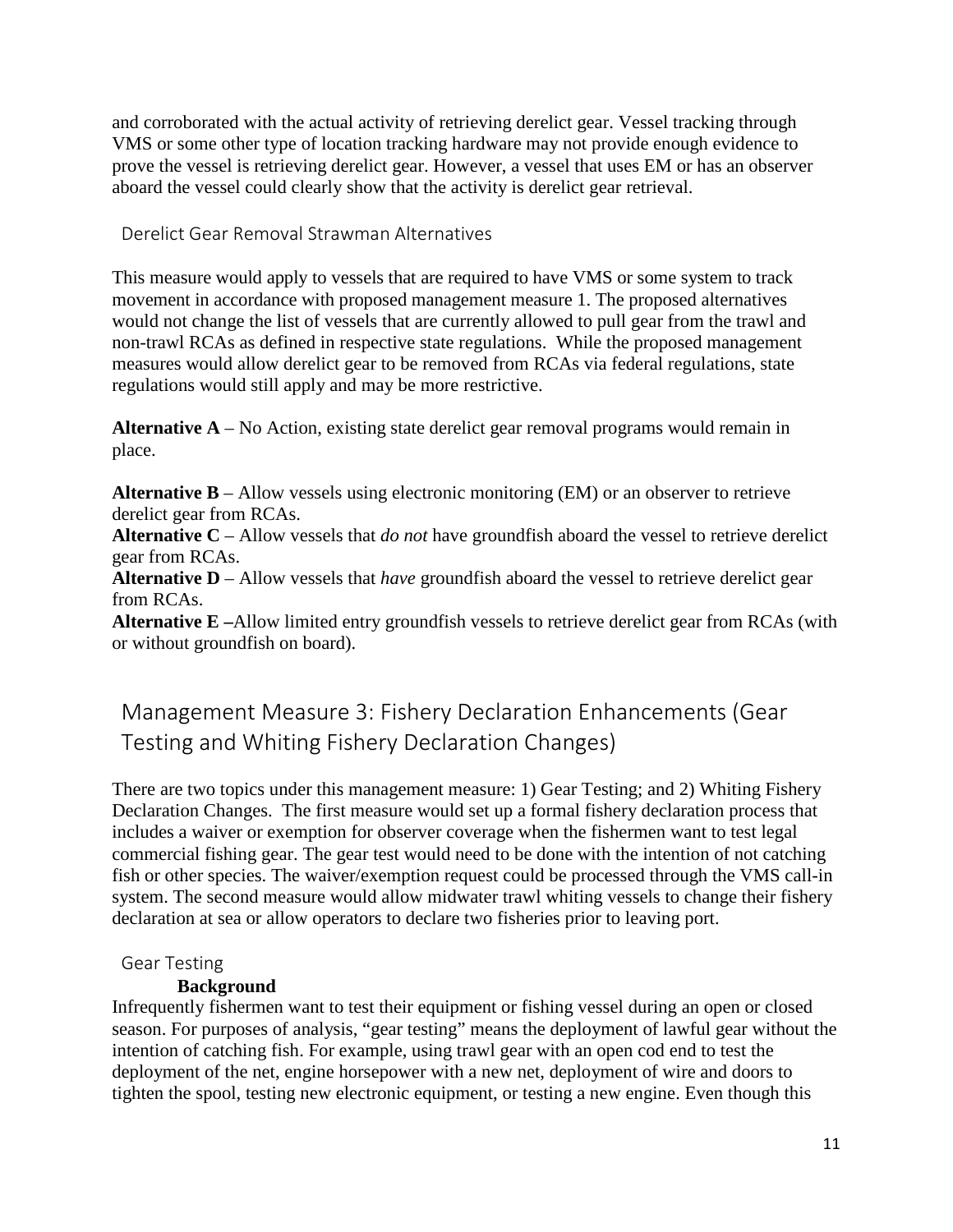and corroborated with the actual activity of retrieving derelict gear. Vessel tracking through VMS or some other type of location tracking hardware may not provide enough evidence to prove the vessel is retrieving derelict gear. However, a vessel that uses EM or has an observer aboard the vessel could clearly show that the activity is derelict gear retrieval.

### Derelict Gear Removal Strawman Alternatives

This measure would apply to vessels that are required to have VMS or some system to track movement in accordance with proposed management measure 1. The proposed alternatives would not change the list of vessels that are currently allowed to pull gear from the trawl and non-trawl RCAs as defined in respective state regulations. While the proposed management measures would allow derelict gear to be removed from RCAs via federal regulations, state regulations would still apply and may be more restrictive.

**Alternative A** – No Action, existing state derelict gear removal programs would remain in place.

**Alternative B** – Allow vessels using electronic monitoring (EM) or an observer to retrieve derelict gear from RCAs.
**Alternative C** – Allow vessels that *do not* have groundfish aboard the vessel to retrieve derelict gear from RCAs.
**Alternative D** – Allow vessels that *have* groundfish aboard the vessel to retrieve derelict gear from RCAs.
**Alternative E –**Allow limited entry groundfish vessels to retrieve derelict gear from RCAs (with or without groundfish on board).

## Management Measure 3: Fishery Declaration Enhancements (Gear Testing and Whiting Fishery Declaration Changes)

There are two topics under this management measure: 1) Gear Testing; and 2) Whiting Fishery Declaration Changes. The first measure would set up a formal fishery declaration process that includes a waiver or exemption for observer coverage when the fishermen want to test legal commercial fishing gear. The gear test would need to be done with the intention of not catching fish or other species. The waiver/exemption request could be processed through the VMS call-in system. The second measure would allow midwater trawl whiting vessels to change their fishery declaration at sea or allow operators to declare two fisheries prior to leaving port.

### Gear Testing

#### Background

Infrequently fishermen want to test their equipment or fishing vessel during an open or closed season. For purposes of analysis, "gear testing" means the deployment of lawful gear without the intention of catching fish. For example, using trawl gear with an open cod end to test the deployment of the net, engine horsepower with a new net, deployment of wire and doors to tighten the spool, testing new electronic equipment, or testing a new engine. Even though this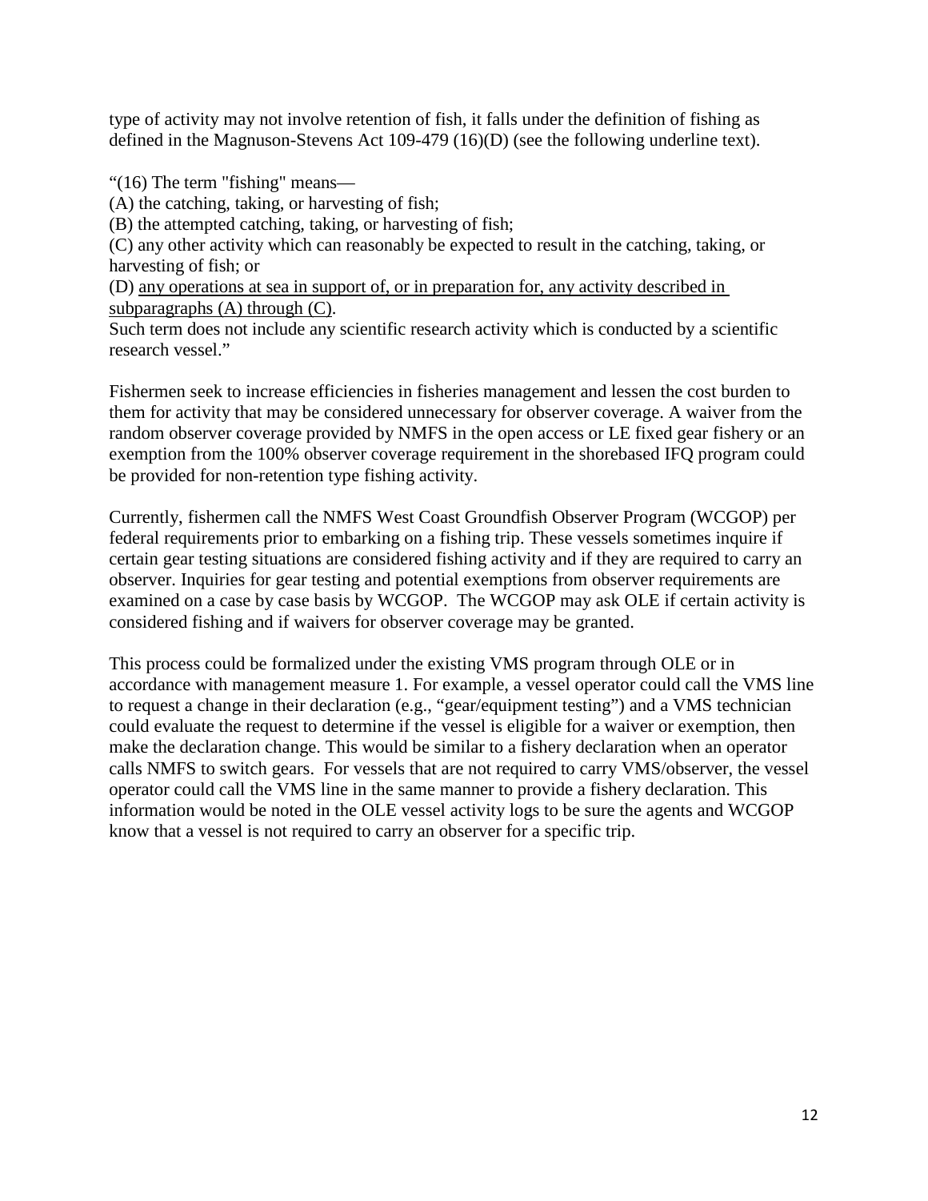type of activity may not involve retention of fish, it falls under the definition of fishing as defined in the Magnuson-Stevens Act 109-479 (16)(D) (see the following underline text).

"(16) The term "fishing" means—
(A) the catching, taking, or harvesting of fish;
(B) the attempted catching, taking, or harvesting of fish;
(C) any other activity which can reasonably be expected to result in the catching, taking, or harvesting of fish; or
(D) <u>any operations at sea in support of, or in preparation for, any activity described in subparagraphs (A) through (C)</u>.
Such term does not include any scientific research activity which is conducted by a scientific research vessel."

Fishermen seek to increase efficiencies in fisheries management and lessen the cost burden to them for activity that may be considered unnecessary for observer coverage. A waiver from the random observer coverage provided by NMFS in the open access or LE fixed gear fishery or an exemption from the 100% observer coverage requirement in the shorebased IFQ program could be provided for non-retention type fishing activity.

Currently, fishermen call the NMFS West Coast Groundfish Observer Program (WCGOP) per federal requirements prior to embarking on a fishing trip. These vessels sometimes inquire if certain gear testing situations are considered fishing activity and if they are required to carry an observer. Inquiries for gear testing and potential exemptions from observer requirements are examined on a case by case basis by WCGOP. The WCGOP may ask OLE if certain activity is considered fishing and if waivers for observer coverage may be granted.

This process could be formalized under the existing VMS program through OLE or in accordance with management measure 1. For example, a vessel operator could call the VMS line to request a change in their declaration (e.g., "gear/equipment testing") and a VMS technician could evaluate the request to determine if the vessel is eligible for a waiver or exemption, then make the declaration change. This would be similar to a fishery declaration when an operator calls NMFS to switch gears. For vessels that are not required to carry VMS/observer, the vessel operator could call the VMS line in the same manner to provide a fishery declaration. This information would be noted in the OLE vessel activity logs to be sure the agents and WCGOP know that a vessel is not required to carry an observer for a specific trip.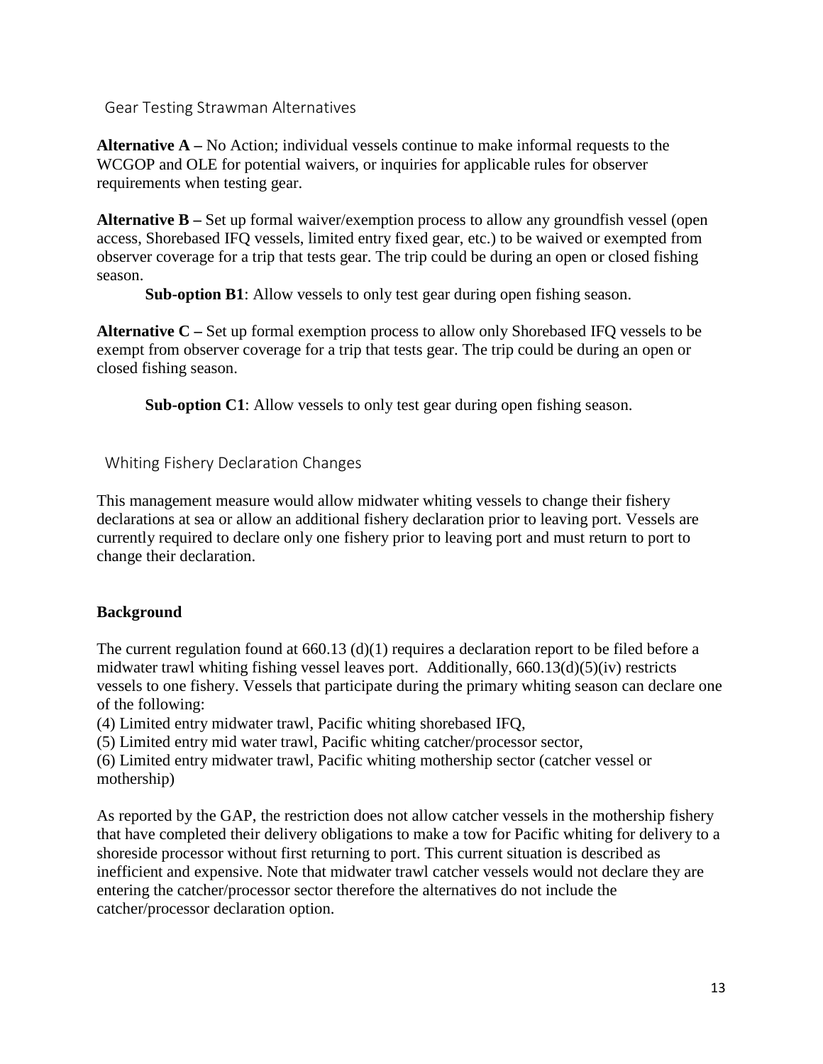## Gear Testing Strawman Alternatives

**Alternative A –** No Action; individual vessels continue to make informal requests to the WCGOP and OLE for potential waivers, or inquiries for applicable rules for observer requirements when testing gear.

**Alternative B –** Set up formal waiver/exemption process to allow any groundfish vessel (open access, Shorebased IFQ vessels, limited entry fixed gear, etc.) to be waived or exempted from observer coverage for a trip that tests gear. The trip could be during an open or closed fishing season.

**Sub-option B1**: Allow vessels to only test gear during open fishing season.

**Alternative C –** Set up formal exemption process to allow only Shorebased IFQ vessels to be exempt from observer coverage for a trip that tests gear. The trip could be during an open or closed fishing season.

**Sub-option C1**: Allow vessels to only test gear during open fishing season.

## Whiting Fishery Declaration Changes

This management measure would allow midwater whiting vessels to change their fishery declarations at sea or allow an additional fishery declaration prior to leaving port. Vessels are currently required to declare only one fishery prior to leaving port and must return to port to change their declaration.

**Background**

The current regulation found at 660.13 (d)(1) requires a declaration report to be filed before a midwater trawl whiting fishing vessel leaves port. Additionally, 660.13(d)(5)(iv) restricts vessels to one fishery. Vessels that participate during the primary whiting season can declare one of the following:

(4) Limited entry midwater trawl, Pacific whiting shorebased IFQ,
(5) Limited entry mid water trawl, Pacific whiting catcher/processor sector,
(6) Limited entry midwater trawl, Pacific whiting mothership sector (catcher vessel or mothership)

As reported by the GAP, the restriction does not allow catcher vessels in the mothership fishery that have completed their delivery obligations to make a tow for Pacific whiting for delivery to a shoreside processor without first returning to port. This current situation is described as inefficient and expensive. Note that midwater trawl catcher vessels would not declare they are entering the catcher/processor sector therefore the alternatives do not include the catcher/processor declaration option.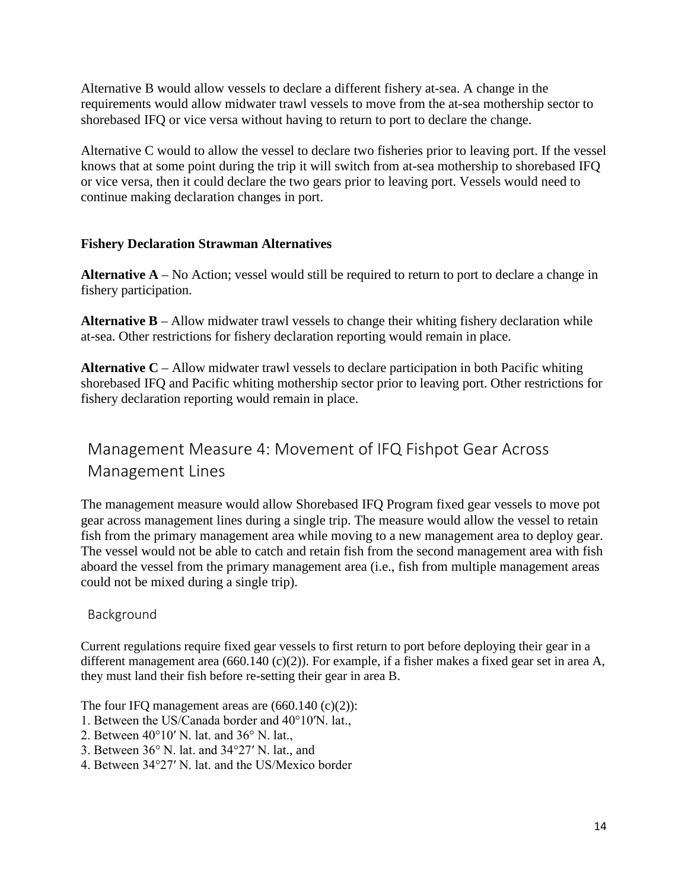Alternative B would allow vessels to declare a different fishery at-sea. A change in the requirements would allow midwater trawl vessels to move from the at-sea mothership sector to shorebased IFQ or vice versa without having to return to port to declare the change.

Alternative C would to allow the vessel to declare two fisheries prior to leaving port. If the vessel knows that at some point during the trip it will switch from at-sea mothership to shorebased IFQ or vice versa, then it could declare the two gears prior to leaving port. Vessels would need to continue making declaration changes in port.

**Fishery Declaration Strawman Alternatives**

**Alternative A** – No Action; vessel would still be required to return to port to declare a change in fishery participation.

**Alternative B** – Allow midwater trawl vessels to change their whiting fishery declaration while at-sea. Other restrictions for fishery declaration reporting would remain in place.

**Alternative C** – Allow midwater trawl vessels to declare participation in both Pacific whiting shorebased IFQ and Pacific whiting mothership sector prior to leaving port. Other restrictions for fishery declaration reporting would remain in place.

## Management Measure 4: Movement of IFQ Fishpot Gear Across Management Lines

The management measure would allow Shorebased IFQ Program fixed gear vessels to move pot gear across management lines during a single trip. The measure would allow the vessel to retain fish from the primary management area while moving to a new management area to deploy gear. The vessel would not be able to catch and retain fish from the second management area with fish aboard the vessel from the primary management area (i.e., fish from multiple management areas could not be mixed during a single trip).

### Background

Current regulations require fixed gear vessels to first return to port before deploying their gear in a different management area (660.140 (c)(2)). For example, if a fisher makes a fixed gear set in area A, they must land their fish before re-setting their gear in area B.

The four IFQ management areas are (660.140 (c)(2)):

1. Between the US/Canada border and 40°10′N. lat.,
2. Between 40°10′ N. lat. and 36° N. lat.,
3. Between 36° N. lat. and 34°27′ N. lat., and
4. Between 34°27′ N. lat. and the US/Mexico border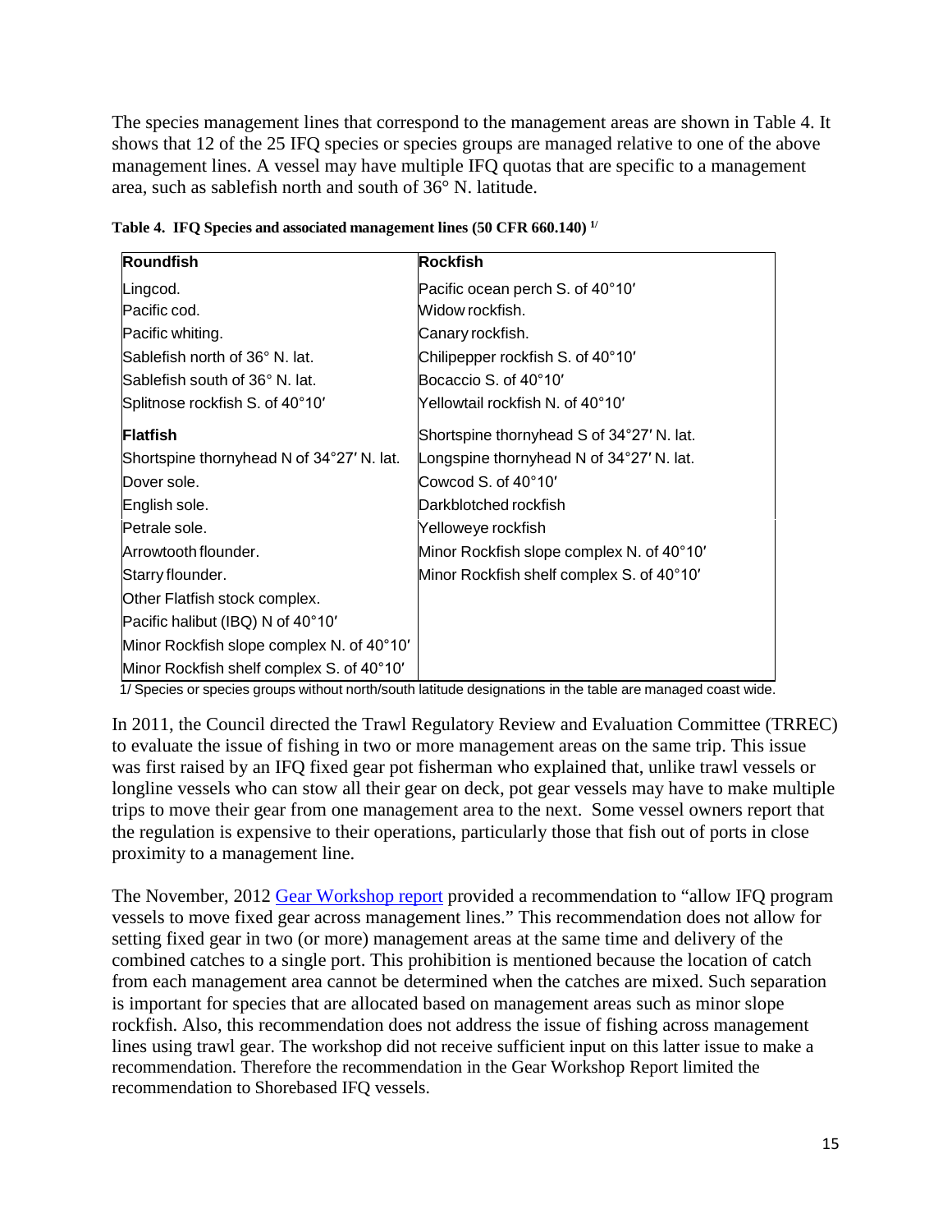The species management lines that correspond to the management areas are shown in Table 4. It shows that 12 of the 25 IFQ species or species groups are managed relative to one of the above management lines. A vessel may have multiple IFQ quotas that are specific to a management area, such as sablefish north and south of 36° N. latitude.

**Table 4. IFQ Species and associated management lines (50 CFR 660.140) [1/]**

| **Roundfish** | **Rockfish** |
|---|---|
| Lingcod. | Pacific ocean perch S. of 40°10′ |
| Pacific cod. | Widow rockfish. |
| Pacific whiting. | Canary rockfish. |
| Sablefish north of 36° N. lat. | Chilipepper rockfish S. of 40°10′ |
| Sablefish south of 36° N. lat. | Bocaccio S. of 40°10′ |
| Splitnose rockfish S. of 40°10′ | Yellowtail rockfish N. of 40°10′ |
| **Flatfish** | Shortspine thornyhead S of 34°27′ N. lat. |
| Shortspine thornyhead N of 34°27′ N. lat. | Longspine thornyhead N of 34°27′ N. lat. |
| Dover sole. | Cowcod S. of 40°10′ |
| English sole. | Darkblotched rockfish |
| Petrale sole. | Yelloweye rockfish |
| Arrowtooth flounder. | Minor Rockfish slope complex N. of 40°10′ |
| Starry flounder. | Minor Rockfish shelf complex S. of 40°10′ |
| Other Flatfish stock complex. | |
| Pacific halibut (IBQ) N of 40°10′ | |
| Minor Rockfish slope complex N. of 40°10′ | |
| Minor Rockfish shelf complex S. of 40°10′ | |

1/ Species or species groups without north/south latitude designations in the table are managed coast wide.

In 2011, the Council directed the Trawl Regulatory Review and Evaluation Committee (TRREC) to evaluate the issue of fishing in two or more management areas on the same trip. This issue was first raised by an IFQ fixed gear pot fisherman who explained that, unlike trawl vessels or longline vessels who can stow all their gear on deck, pot gear vessels may have to make multiple trips to move their gear from one management area to the next. Some vessel owners report that the regulation is expensive to their operations, particularly those that fish out of ports in close proximity to a management line.

The November, 2012 Gear Workshop report provided a recommendation to "allow IFQ program vessels to move fixed gear across management lines." This recommendation does not allow for setting fixed gear in two (or more) management areas at the same time and delivery of the combined catches to a single port. This prohibition is mentioned because the location of catch from each management area cannot be determined when the catches are mixed. Such separation is important for species that are allocated based on management areas such as minor slope rockfish. Also, this recommendation does not address the issue of fishing across management lines using trawl gear. The workshop did not receive sufficient input on this latter issue to make a recommendation. Therefore the recommendation in the Gear Workshop Report limited the recommendation to Shorebased IFQ vessels.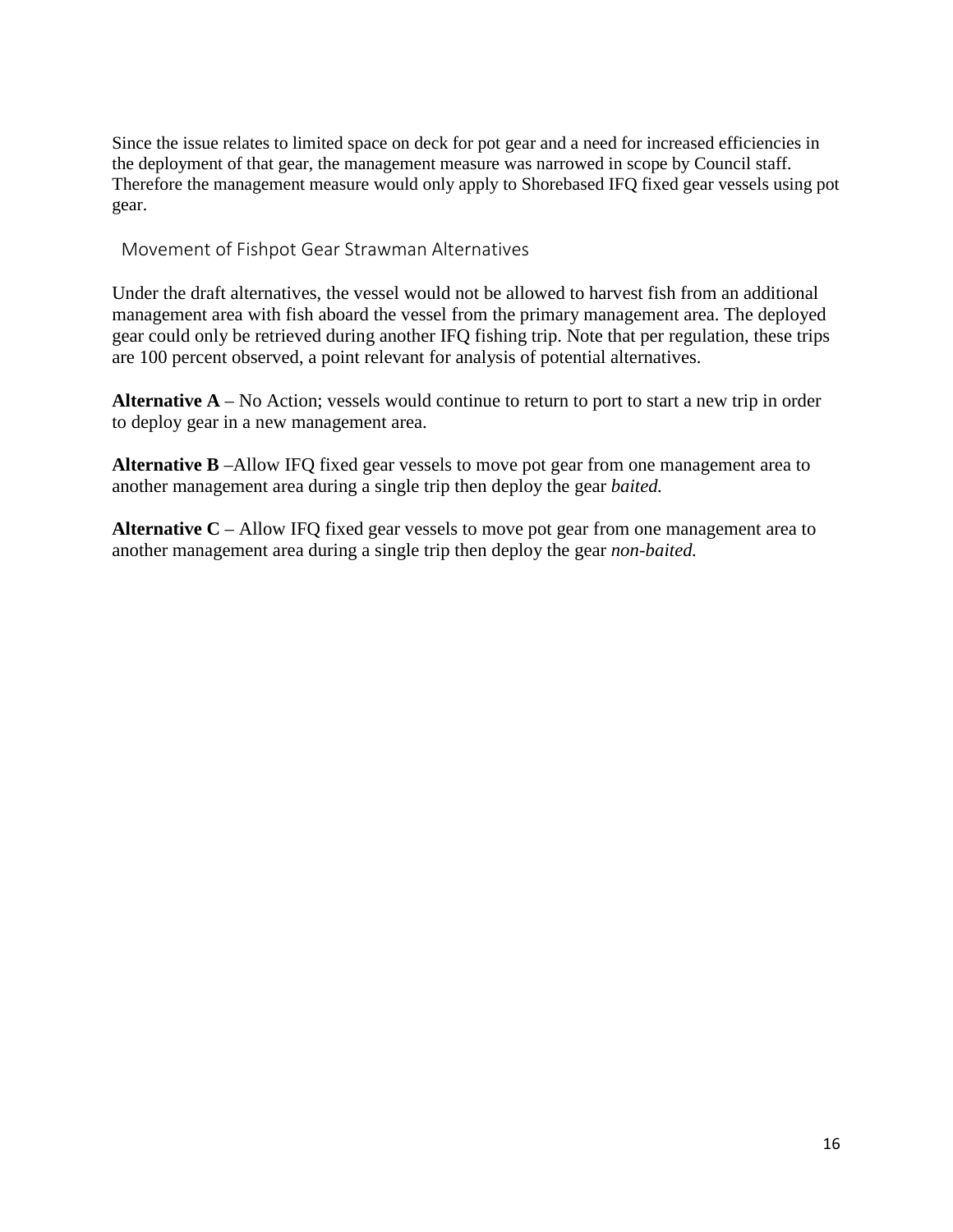Since the issue relates to limited space on deck for pot gear and a need for increased efficiencies in the deployment of that gear, the management measure was narrowed in scope by Council staff. Therefore the management measure would only apply to Shorebased IFQ fixed gear vessels using pot gear.

### Movement of Fishpot Gear Strawman Alternatives

Under the draft alternatives, the vessel would not be allowed to harvest fish from an additional management area with fish aboard the vessel from the primary management area. The deployed gear could only be retrieved during another IFQ fishing trip. Note that per regulation, these trips are 100 percent observed, a point relevant for analysis of potential alternatives.

**Alternative A** – No Action; vessels would continue to return to port to start a new trip in order to deploy gear in a new management area.

**Alternative B** –Allow IFQ fixed gear vessels to move pot gear from one management area to another management area during a single trip then deploy the gear *baited.*

**Alternative C** – Allow IFQ fixed gear vessels to move pot gear from one management area to another management area during a single trip then deploy the gear *non-baited.*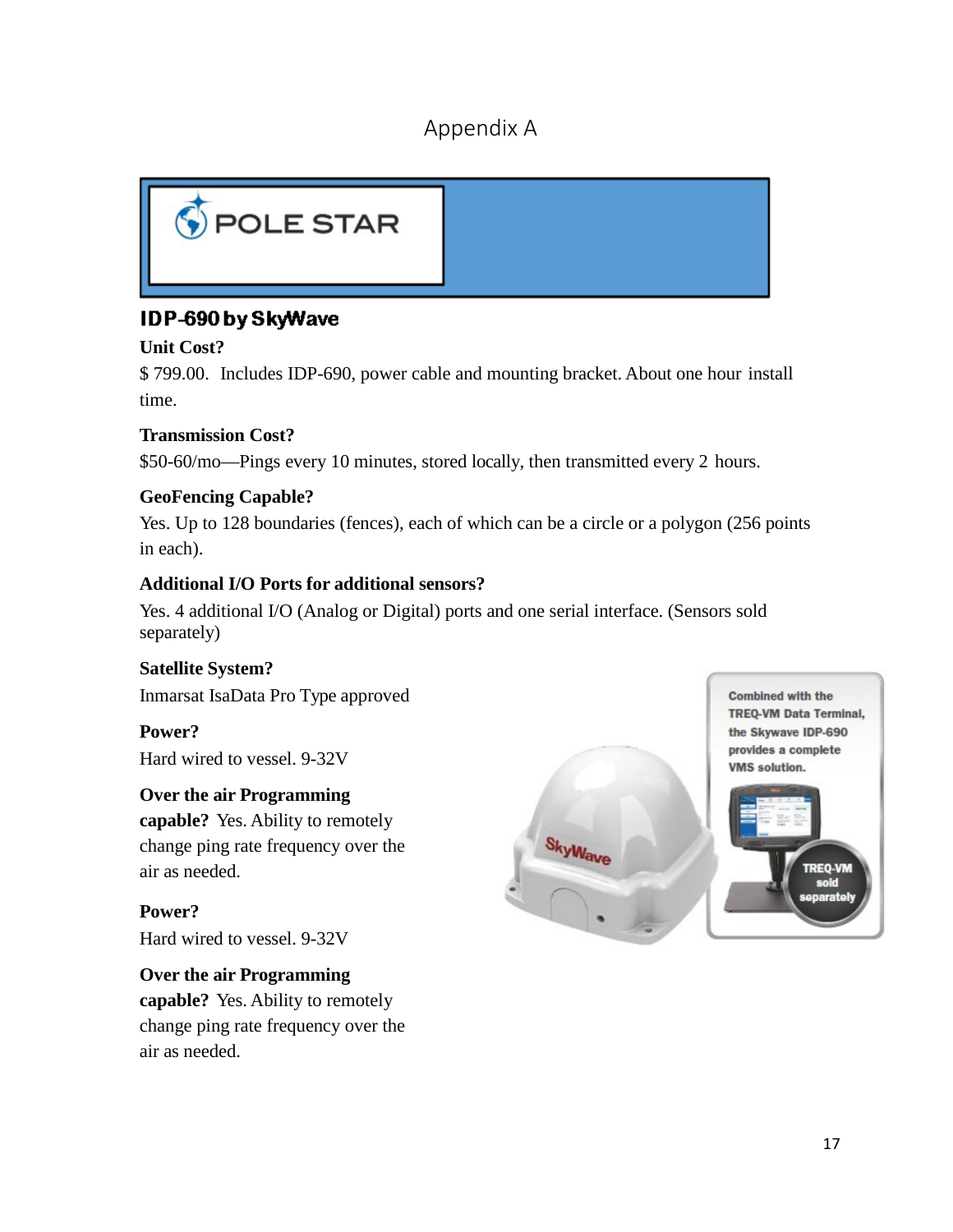# Appendix A

POLE STAR

## IDP-690 by SkyWave

**Unit Cost?**

$ 799.00. Includes IDP-690, power cable and mounting bracket. About one hour install time.

**Transmission Cost?**

$50-60/mo—Pings every 10 minutes, stored locally, then transmitted every 2 hours.

**GeoFencing Capable?**

Yes. Up to 128 boundaries (fences), each of which can be a circle or a polygon (256 points in each).

**Additional I/O Ports for additional sensors?**

Yes. 4 additional I/O (Analog or Digital) ports and one serial interface. (Sensors sold separately)

**Satellite System?**

Inmarsat IsaData Pro Type approved

**Power?**

Hard wired to vessel. 9-32V

**Over the air Programming capable?** Yes. Ability to remotely change ping rate frequency over the air as needed.

**Power?**

Hard wired to vessel. 9-32V

**Over the air Programming capable?** Yes. Ability to remotely change ping rate frequency over the air as needed.

Combined with the TREQ-VM Data Terminal, the Skywave IDP-690 provides a complete VMS solution.

TREQ-VM sold separately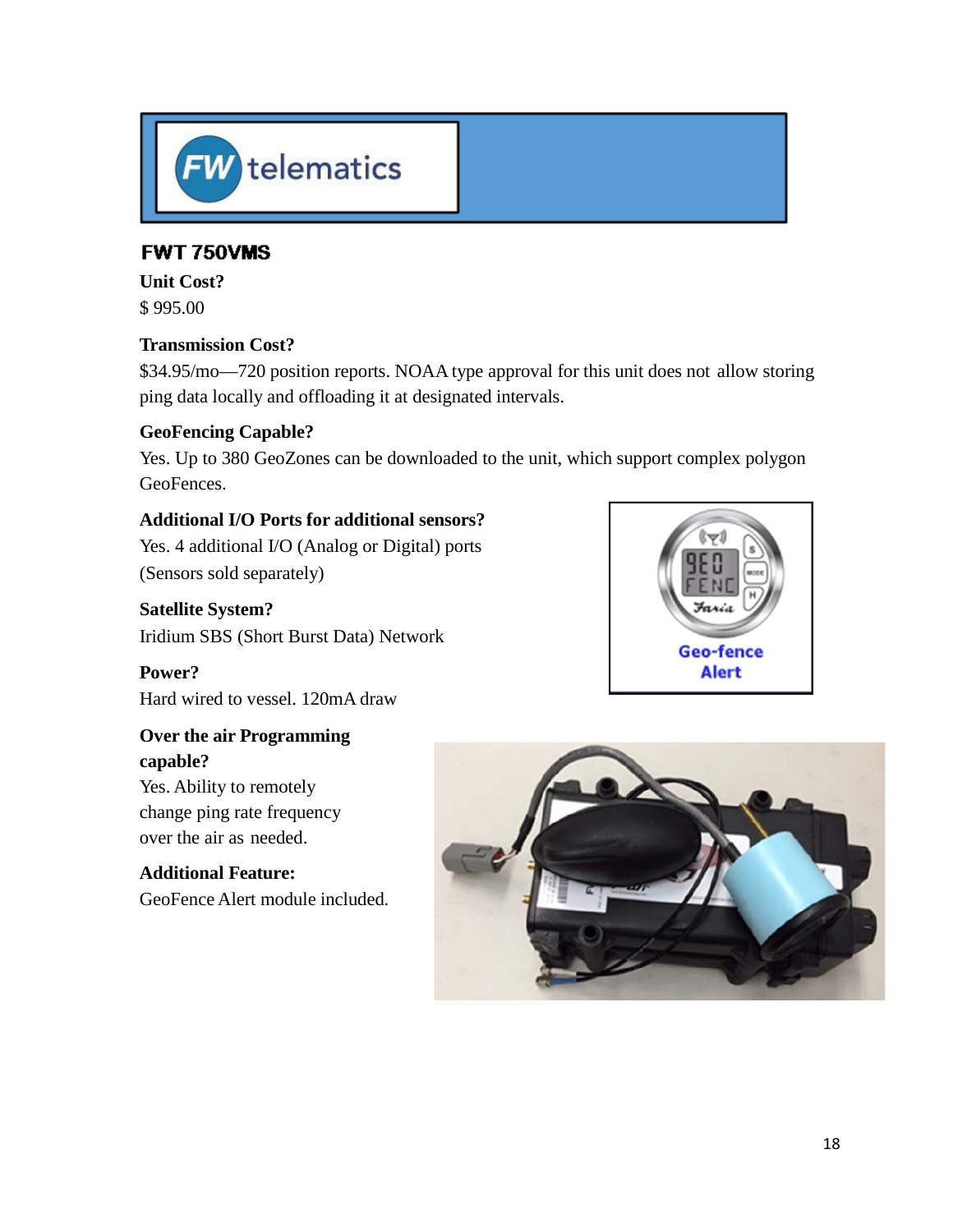## FWT 750VMS

**Unit Cost?**

$ 995.00

**Transmission Cost?**

$34.95/mo—720 position reports. NOAA type approval for this unit does not allow storing ping data locally and offloading it at designated intervals.

**GeoFencing Capable?**

Yes. Up to 380 GeoZones can be downloaded to the unit, which support complex polygon GeoFences.

**Additional I/O Ports for additional sensors?**

Yes. 4 additional I/O (Analog or Digital) ports (Sensors sold separately)

**Satellite System?**

Iridium SBS (Short Burst Data) Network

**Power?**

Hard wired to vessel. 120mA draw

**Over the air Programming capable?**

Yes. Ability to remotely change ping rate frequency over the air as needed.

**Additional Feature:**

GeoFence Alert module included.